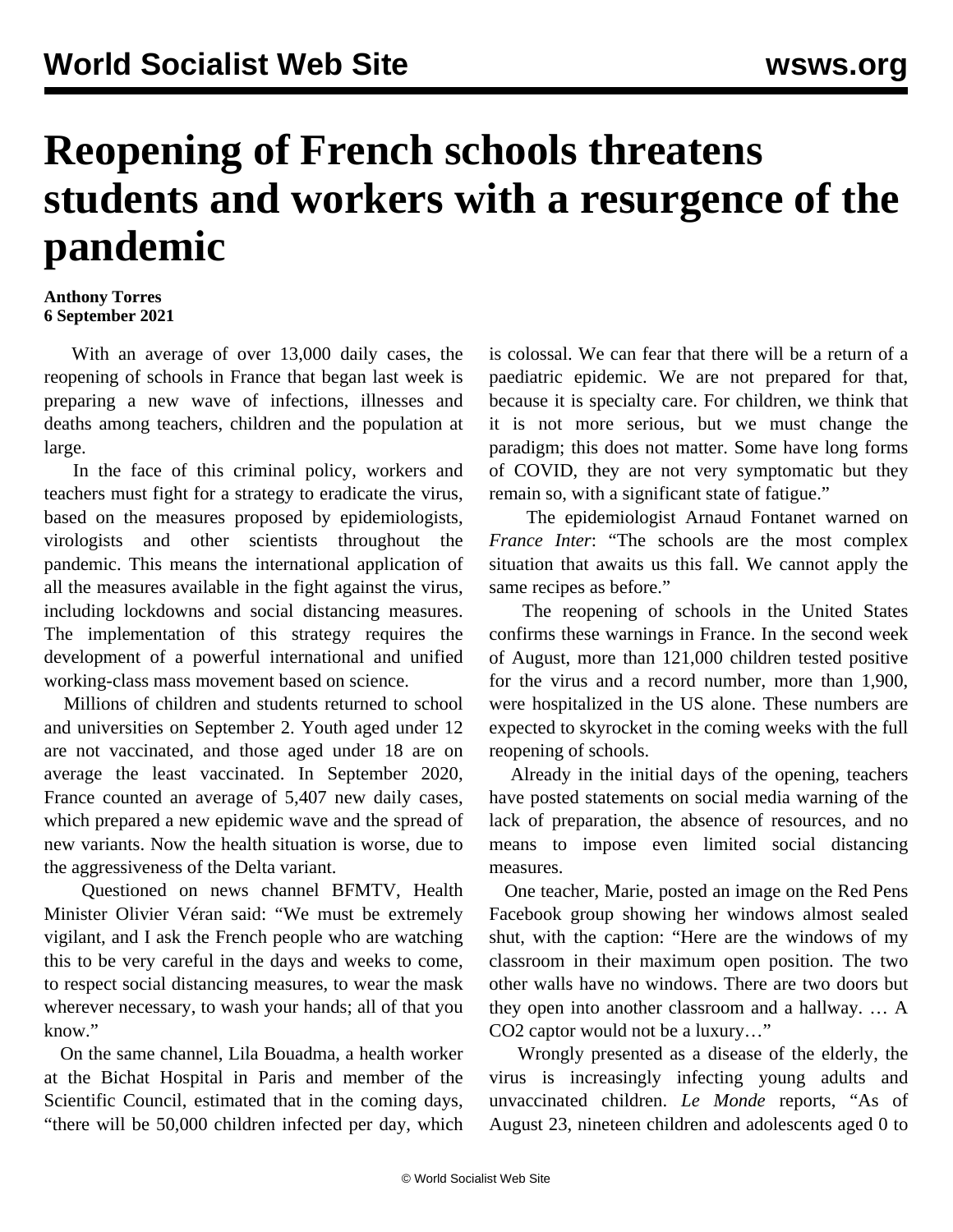# Reopening of French schools threatens students and workers with a resurgence of the pandemic

**Anthony Torres**
**6 September 2021**

With an average of over 13,000 daily cases, the reopening of schools in France that began last week is preparing a new wave of infections, illnesses and deaths among teachers, children and the population at large.

In the face of this criminal policy, workers and teachers must fight for a strategy to eradicate the virus, based on the measures proposed by epidemiologists, virologists and other scientists throughout the pandemic. This means the international application of all the measures available in the fight against the virus, including lockdowns and social distancing measures. The implementation of this strategy requires the development of a powerful international and unified working-class mass movement based on science.

Millions of children and students returned to school and universities on September 2. Youth aged under 12 are not vaccinated, and those aged under 18 are on average the least vaccinated. In September 2020, France counted an average of 5,407 new daily cases, which prepared a new epidemic wave and the spread of new variants. Now the health situation is worse, due to the aggressiveness of the Delta variant.

Questioned on news channel BFMTV, Health Minister Olivier Véran said: "We must be extremely vigilant, and I ask the French people who are watching this to be very careful in the days and weeks to come, to respect social distancing measures, to wear the mask wherever necessary, to wash your hands; all of that you know."

On the same channel, Lila Bouadma, a health worker at the Bichat Hospital in Paris and member of the Scientific Council, estimated that in the coming days, "there will be 50,000 children infected per day, which is colossal. We can fear that there will be a return of a paediatric epidemic. We are not prepared for that, because it is specialty care. For children, we think that it is not more serious, but we must change the paradigm; this does not matter. Some have long forms of COVID, they are not very symptomatic but they remain so, with a significant state of fatigue."

The epidemiologist Arnaud Fontanet warned on *France Inter*: "The schools are the most complex situation that awaits us this fall. We cannot apply the same recipes as before."

The reopening of schools in the United States confirms these warnings in France. In the second week of August, more than 121,000 children tested positive for the virus and a record number, more than 1,900, were hospitalized in the US alone. These numbers are expected to skyrocket in the coming weeks with the full reopening of schools.

Already in the initial days of the opening, teachers have posted statements on social media warning of the lack of preparation, the absence of resources, and no means to impose even limited social distancing measures.

One teacher, Marie, posted an image on the Red Pens Facebook group showing her windows almost sealed shut, with the caption: "Here are the windows of my classroom in their maximum open position. The two other walls have no windows. There are two doors but they open into another classroom and a hallway. … A CO2 captor would not be a luxury…"

Wrongly presented as a disease of the elderly, the virus is increasingly infecting young adults and unvaccinated children. *Le Monde* reports, "As of August 23, nineteen children and adolescents aged 0 to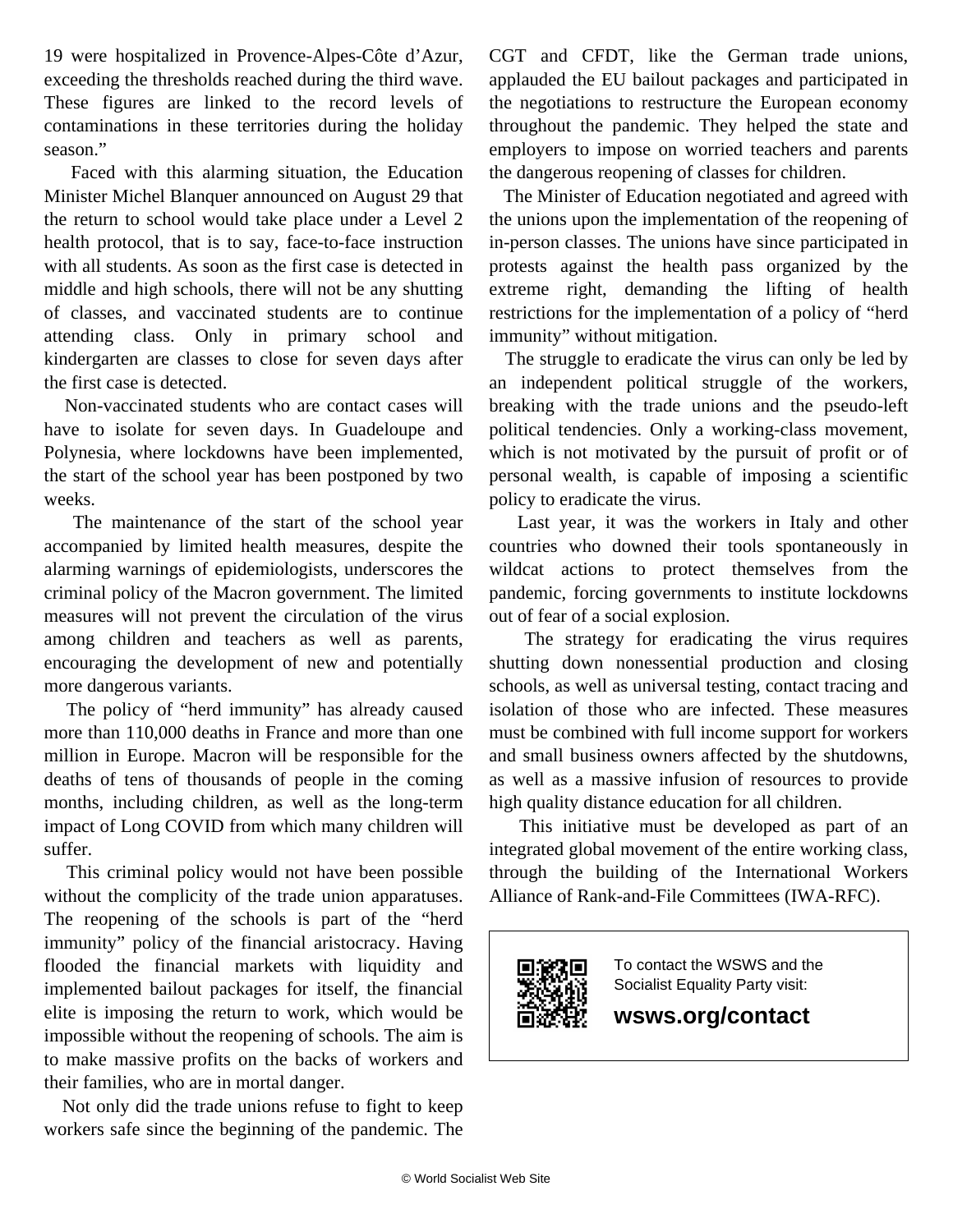19 were hospitalized in Provence-Alpes-Côte d'Azur, exceeding the thresholds reached during the third wave. These figures are linked to the record levels of contaminations in these territories during the holiday season."

Faced with this alarming situation, the Education Minister Michel Blanquer announced on August 29 that the return to school would take place under a Level 2 health protocol, that is to say, face-to-face instruction with all students. As soon as the first case is detected in middle and high schools, there will not be any shutting of classes, and vaccinated students are to continue attending class. Only in primary school and kindergarten are classes to close for seven days after the first case is detected.

Non-vaccinated students who are contact cases will have to isolate for seven days. In Guadeloupe and Polynesia, where lockdowns have been implemented, the start of the school year has been postponed by two weeks.

The maintenance of the start of the school year accompanied by limited health measures, despite the alarming warnings of epidemiologists, underscores the criminal policy of the Macron government. The limited measures will not prevent the circulation of the virus among children and teachers as well as parents, encouraging the development of new and potentially more dangerous variants.

The policy of "herd immunity" has already caused more than 110,000 deaths in France and more than one million in Europe. Macron will be responsible for the deaths of tens of thousands of people in the coming months, including children, as well as the long-term impact of Long COVID from which many children will suffer.

This criminal policy would not have been possible without the complicity of the trade union apparatuses. The reopening of the schools is part of the "herd immunity" policy of the financial aristocracy. Having flooded the financial markets with liquidity and implemented bailout packages for itself, the financial elite is imposing the return to work, which would be impossible without the reopening of schools. The aim is to make massive profits on the backs of workers and their families, who are in mortal danger.

Not only did the trade unions refuse to fight to keep workers safe since the beginning of the pandemic. The CGT and CFDT, like the German trade unions, applauded the EU bailout packages and participated in the negotiations to restructure the European economy throughout the pandemic. They helped the state and employers to impose on worried teachers and parents the dangerous reopening of classes for children.

The Minister of Education negotiated and agreed with the unions upon the implementation of the reopening of in-person classes. The unions have since participated in protests against the health pass organized by the extreme right, demanding the lifting of health restrictions for the implementation of a policy of "herd immunity" without mitigation.

The struggle to eradicate the virus can only be led by an independent political struggle of the workers, breaking with the trade unions and the pseudo-left political tendencies. Only a working-class movement, which is not motivated by the pursuit of profit or of personal wealth, is capable of imposing a scientific policy to eradicate the virus.

Last year, it was the workers in Italy and other countries who downed their tools spontaneously in wildcat actions to protect themselves from the pandemic, forcing governments to institute lockdowns out of fear of a social explosion.

The strategy for eradicating the virus requires shutting down nonessential production and closing schools, as well as universal testing, contact tracing and isolation of those who are infected. These measures must be combined with full income support for workers and small business owners affected by the shutdowns, as well as a massive infusion of resources to provide high quality distance education for all children.

This initiative must be developed as part of an integrated global movement of the entire working class, through the building of the International Workers Alliance of Rank-and-File Committees (IWA-RFC).

To contact the WSWS and the Socialist Equality Party visit:

**wsws.org/contact**